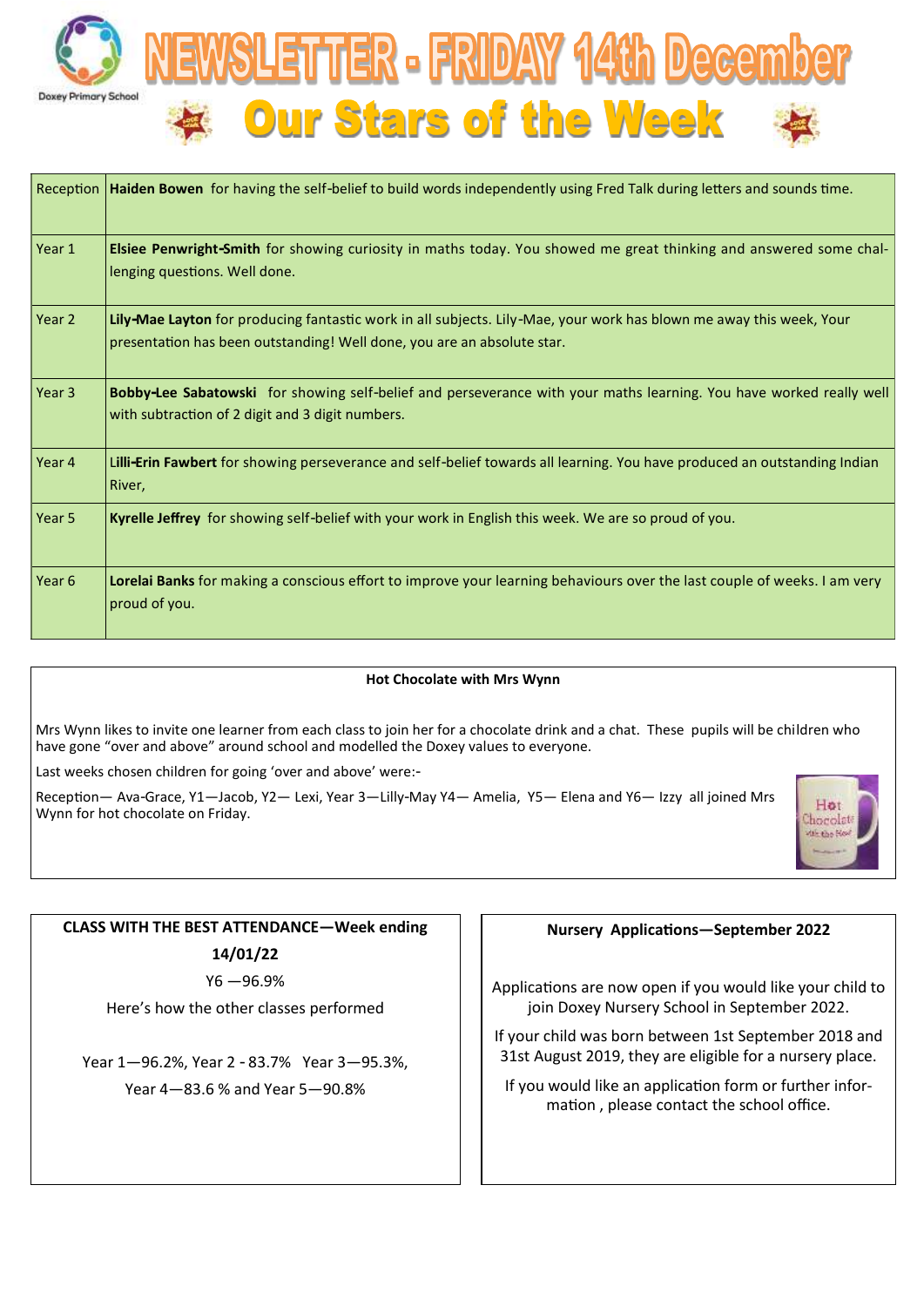# NEWSLETTER - FRIDAY 14th December

## Our Stars of the Week

| | |
|---|---|
| Reception | **Haiden Bowen** for having the self-belief to build words independently using Fred Talk during letters and sounds time. |
| Year 1 | **Elsiee Penwright-Smith** for showing curiosity in maths today. You showed me great thinking and answered some challenging questions. Well done. |
| Year 2 | **Lily-Mae Layton** for producing fantastic work in all subjects. Lily-Mae, your work has blown me away this week, Your presentation has been outstanding! Well done, you are an absolute star. |
| Year 3 | **Bobby-Lee Sabatowski** for showing self-belief and perseverance with your maths learning. You have worked really well with subtraction of 2 digit and 3 digit numbers. |
| Year 4 | **Lilli-Erin Fawbert** for showing perseverance and self-belief towards all learning. You have produced an outstanding Indian River, |
| Year 5 | **Kyrelle Jeffrey** for showing self-belief with your work in English this week. We are so proud of you. |
| Year 6 | **Lorelai Banks** for making a conscious effort to improve your learning behaviours over the last couple of weeks. I am very proud of you. |

**Hot Chocolate with Mrs Wynn**

Mrs Wynn likes to invite one learner from each class to join her for a chocolate drink and a chat. These pupils will be children who have gone "over and above" around school and modelled the Doxey values to everyone.

Last weeks chosen children for going 'over and above' were:-

Reception— Ava-Grace, Y1—Jacob, Y2— Lexi, Year 3—Lilly-May Y4— Amelia, Y5— Elena and Y6— Izzy all joined Mrs Wynn for hot chocolate on Friday.

**CLASS WITH THE BEST ATTENDANCE—Week ending 14/01/22**

Y6 —96.9%

Here's how the other classes performed

Year 1—96.2%, Year 2 - 83.7% Year 3—95.3%,

Year 4—83.6 % and Year 5—90.8%

**Nursery Applications—September 2022**

Applications are now open if you would like your child to join Doxey Nursery School in September 2022.

If your child was born between 1st September 2018 and 31st August 2019, they are eligible for a nursery place.

If you would like an application form or further information , please contact the school office.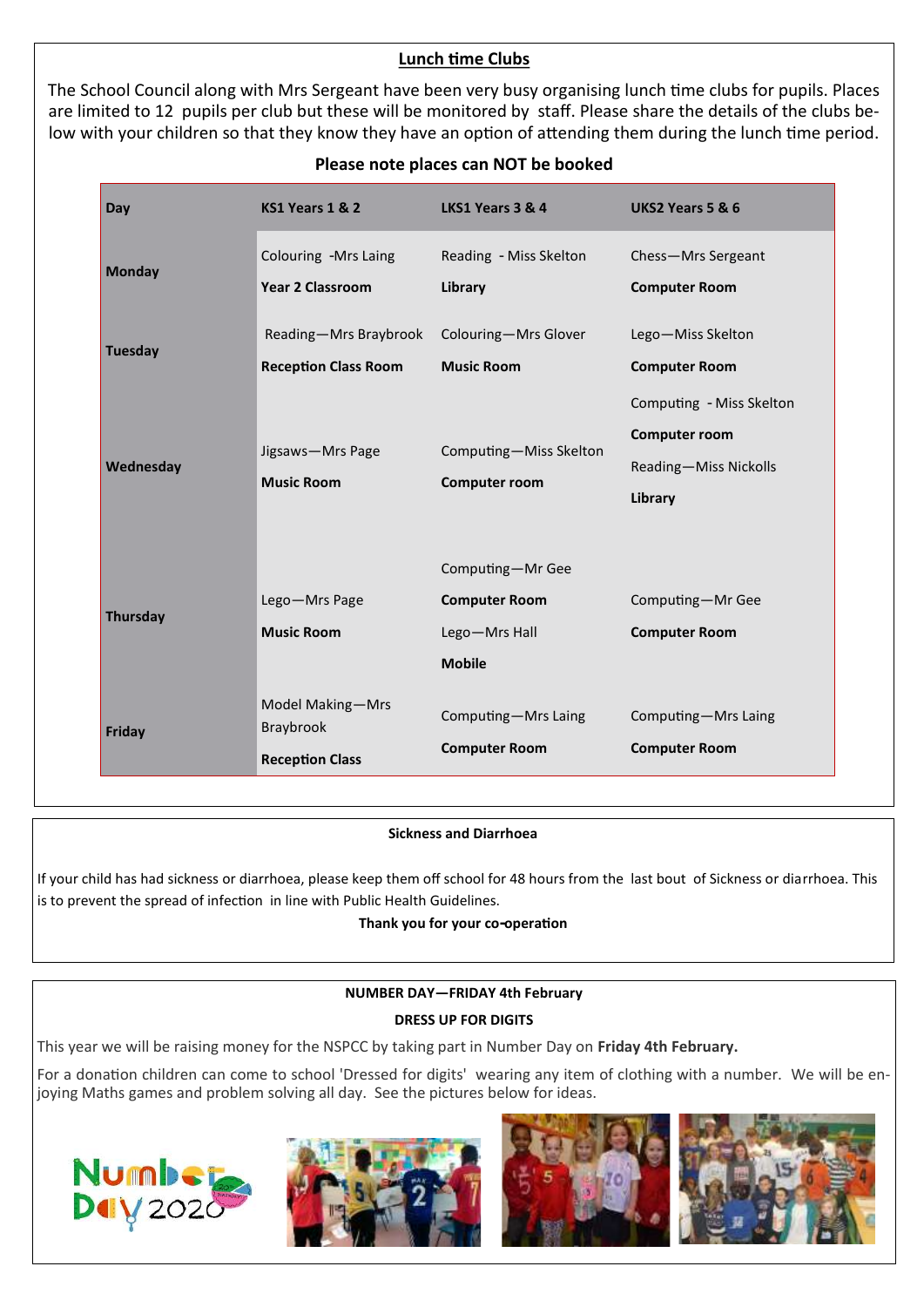## Lunch time Clubs

The School Council along with Mrs Sergeant have been very busy organising lunch time clubs for pupils. Places are limited to 12 pupils per club but these will be monitored by staff. Please share the details of the clubs below with your children so that they know they have an option of attending them during the lunch time period.

**Please note places can NOT be booked**

| Day | KS1 Years 1 & 2 | LKS1 Years 3 & 4 | UKS2 Years 5 & 6 |
|---|---|---|---|
| **Monday** | Colouring -Mrs Laing **Year 2 Classroom** | Reading - Miss Skelton **Library** | Chess—Mrs Sergeant **Computer Room** |
| **Tuesday** | Reading—Mrs Braybrook **Reception Class Room** | Colouring—Mrs Glover **Music Room** | Lego—Miss Skelton **Computer Room** |
| **Wednesday** | Jigsaws—Mrs Page **Music Room** | Computing—Miss Skelton **Computer room** | Computing - Miss Skelton **Computer room** Reading—Miss Nickolls **Library** |
| **Thursday** | Lego—Mrs Page **Music Room** | Computing—Mr Gee **Computer Room** Lego—Mrs Hall **Mobile** | Computing—Mr Gee **Computer Room** |
| **Friday** | Model Making—Mrs Braybrook **Reception Class** | Computing—Mrs Laing **Computer Room** | Computing—Mrs Laing **Computer Room** |

**Sickness and Diarrhoea**

If your child has had sickness or diarrhoea, please keep them off school for 48 hours from the last bout of Sickness or diarrhoea. This is to prevent the spread of infection in line with Public Health Guidelines.

**Thank you for your co-operation**

**NUMBER DAY—FRIDAY 4th February**

**DRESS UP FOR DIGITS**

This year we will be raising money for the NSPCC by taking part in Number Day on **Friday 4th February.**

For a donation children can come to school 'Dressed for digits' wearing any item of clothing with a number. We will be enjoying Maths games and problem solving all day. See the pictures below for ideas.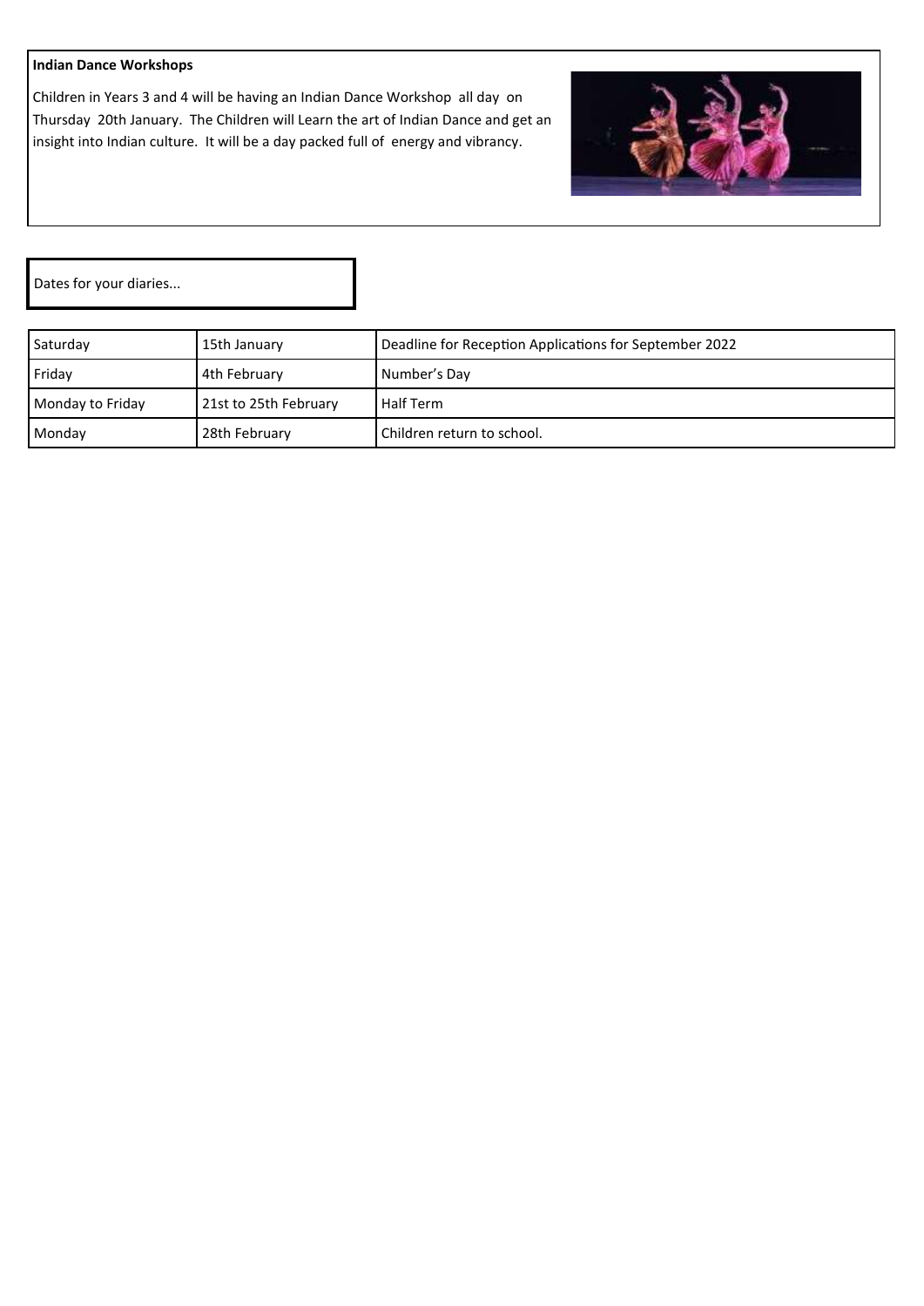**Indian Dance Workshops**

Children in Years 3 and 4 will be having an Indian Dance Workshop all day on Thursday 20th January. The Children will Learn the art of Indian Dance and get an insight into Indian culture. It will be a day packed full of energy and vibrancy.

Dates for your diaries...

| | | |
|---|---|---|
| Saturday | 15th January | Deadline for Reception Applications for September 2022 |
| Friday | 4th February | Number's Day |
| Monday to Friday | 21st to 25th February | Half Term |
| Monday | 28th February | Children return to school. |